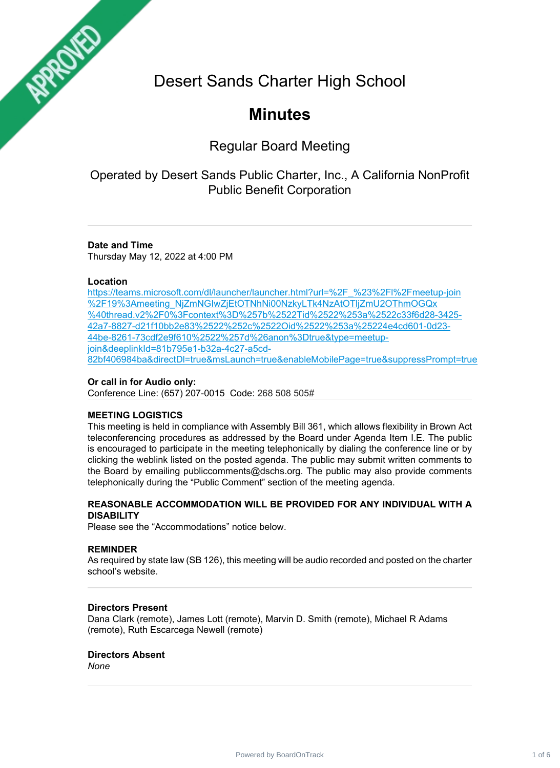APPROVED

# Desert Sands Charter High School

# Minutes

## Regular Board Meeting

### Operated by Desert Sands Public Charter, Inc., A California NonProfit Public Benefit Corporation

---

**Date and Time**
Thursday May 12, 2022 at 4:00 PM

**Location**
https://teams.microsoft.com/dl/launcher/launcher.html?url=%2F_%23%2Fl%2Fmeetup-join%2F19%3Ameeting_NjZmNGIwZjEtOTNhNi00NzkyLTk4NzAtOTljZmU2OThmOGQx%40thread.v2%2F0%3Fcontext%3D%257b%2522Tid%2522%253a%2522c33f6d28-3425-42a7-8827-d21f10bb2e83%2522%252c%2522Oid%2522%253a%25224e4cd601-0d23-44be-8261-73cdf2e9f610%2522%257d%26anon%3Dtrue&type=meetup-join&deeplinkId=81b795e1-b32a-4c27-a5cd-82bf406984ba&directDl=true&msLaunch=true&enableMobilePage=true&suppressPrompt=true

**Or call in for Audio only:**
Conference Line: (657) 207-0015 Code: 268 508 505#

**MEETING LOGISTICS**
This meeting is held in compliance with Assembly Bill 361, which allows flexibility in Brown Act teleconferencing procedures as addressed by the Board under Agenda Item I.E. The public is encouraged to participate in the meeting telephonically by dialing the conference line or by clicking the weblink listed on the posted agenda. The public may submit written comments to the Board by emailing publiccomments@dschs.org. The public may also provide comments telephonically during the "Public Comment" section of the meeting agenda.

**REASONABLE ACCOMMODATION WILL BE PROVIDED FOR ANY INDIVIDUAL WITH A DISABILITY**
Please see the "Accommodations" notice below.

**REMINDER**
As required by state law (SB 126), this meeting will be audio recorded and posted on the charter school's website.

---

**Directors Present**
Dana Clark (remote), James Lott (remote), Marvin D. Smith (remote), Michael R Adams (remote), Ruth Escarcega Newell (remote)

**Directors Absent**
*None*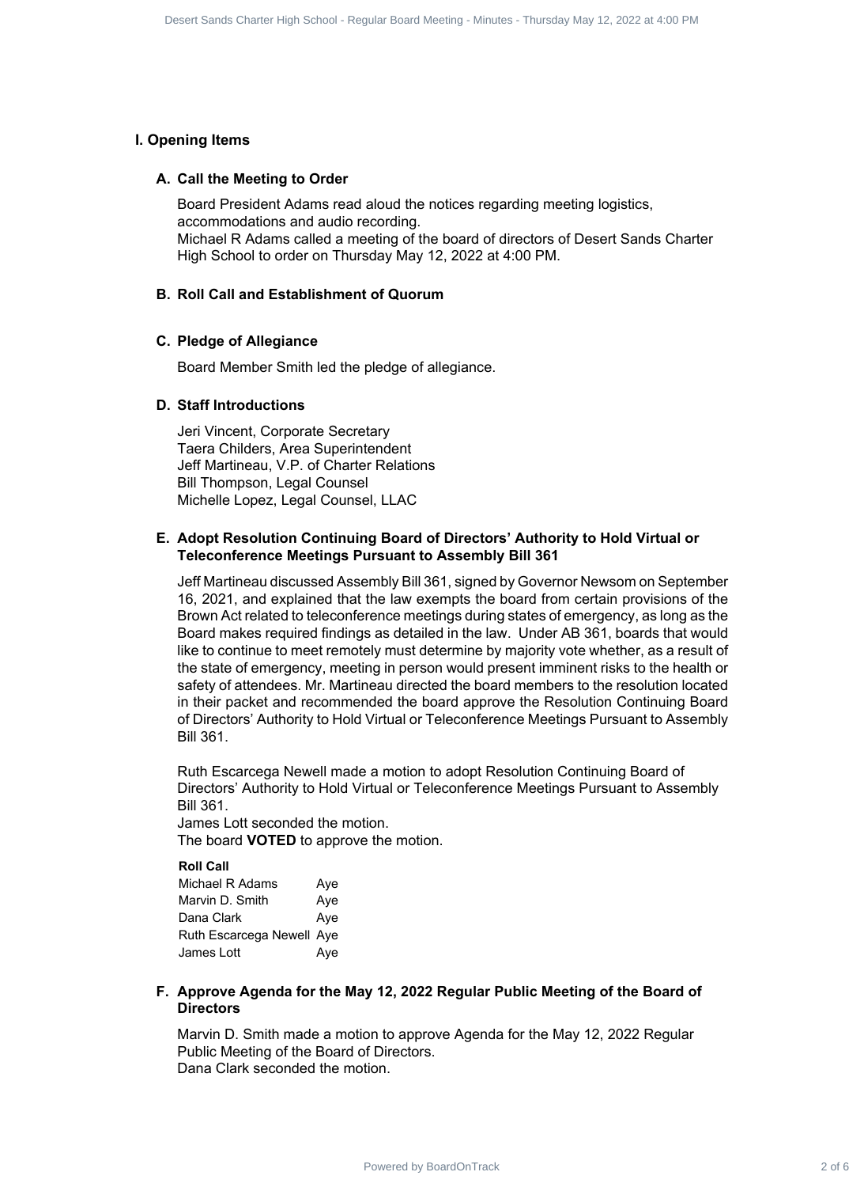# I. Opening Items

## A. Call the Meeting to Order

Board President Adams read aloud the notices regarding meeting logistics, accommodations and audio recording.
Michael R Adams called a meeting of the board of directors of Desert Sands Charter High School to order on Thursday May 12, 2022 at 4:00 PM.

## B. Roll Call and Establishment of Quorum

## C. Pledge of Allegiance

Board Member Smith led the pledge of allegiance.

## D. Staff Introductions

Jeri Vincent, Corporate Secretary
Taera Childers, Area Superintendent
Jeff Martineau, V.P. of Charter Relations
Bill Thompson, Legal Counsel
Michelle Lopez, Legal Counsel, LLAC

## E. Adopt Resolution Continuing Board of Directors' Authority to Hold Virtual or Teleconference Meetings Pursuant to Assembly Bill 361

Jeff Martineau discussed Assembly Bill 361, signed by Governor Newsom on September 16, 2021, and explained that the law exempts the board from certain provisions of the Brown Act related to teleconference meetings during states of emergency, as long as the Board makes required findings as detailed in the law. Under AB 361, boards that would like to continue to meet remotely must determine by majority vote whether, as a result of the state of emergency, meeting in person would present imminent risks to the health or safety of attendees. Mr. Martineau directed the board members to the resolution located in their packet and recommended the board approve the Resolution Continuing Board of Directors' Authority to Hold Virtual or Teleconference Meetings Pursuant to Assembly Bill 361.

Ruth Escarcega Newell made a motion to adopt Resolution Continuing Board of Directors' Authority to Hold Virtual or Teleconference Meetings Pursuant to Assembly Bill 361.
James Lott seconded the motion.
The board **VOTED** to approve the motion.

**Roll Call**

| | |
|---|---|
| Michael R Adams | Aye |
| Marvin D. Smith | Aye |
| Dana Clark | Aye |
| Ruth Escarcega Newell | Aye |
| James Lott | Aye |

## F. Approve Agenda for the May 12, 2022 Regular Public Meeting of the Board of Directors

Marvin D. Smith made a motion to approve Agenda for the May 12, 2022 Regular Public Meeting of the Board of Directors.
Dana Clark seconded the motion.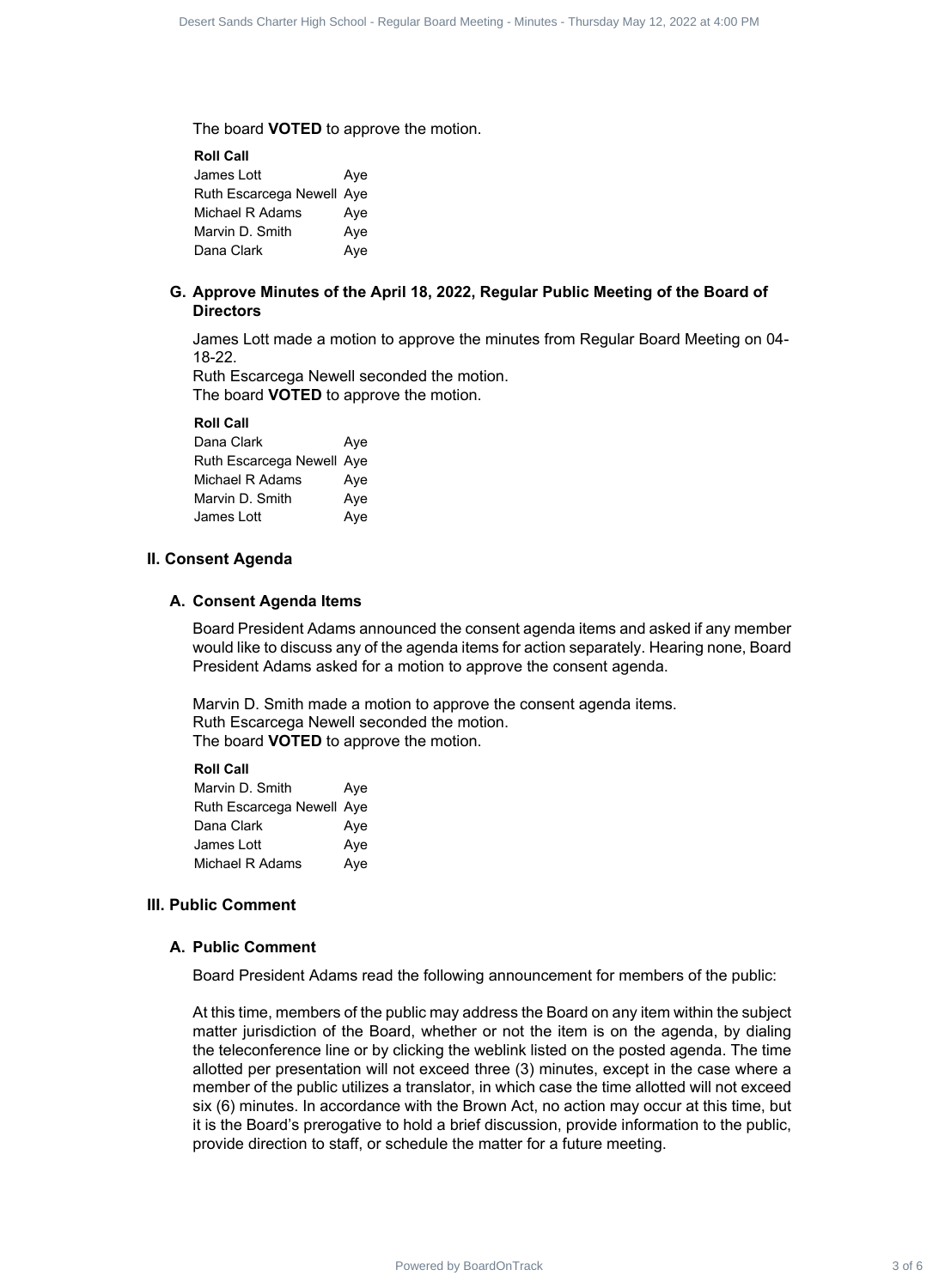The board **VOTED** to approve the motion.

**Roll Call**

| | |
|---|---|
| James Lott | Aye |
| Ruth Escarcega Newell | Aye |
| Michael R Adams | Aye |
| Marvin D. Smith | Aye |
| Dana Clark | Aye |

### G. Approve Minutes of the April 18, 2022, Regular Public Meeting of the Board of Directors

James Lott made a motion to approve the minutes from Regular Board Meeting on 04-18-22.
Ruth Escarcega Newell seconded the motion.
The board **VOTED** to approve the motion.

**Roll Call**

| | |
|---|---|
| Dana Clark | Aye |
| Ruth Escarcega Newell | Aye |
| Michael R Adams | Aye |
| Marvin D. Smith | Aye |
| James Lott | Aye |

## II. Consent Agenda

### A. Consent Agenda Items

Board President Adams announced the consent agenda items and asked if any member would like to discuss any of the agenda items for action separately. Hearing none, Board President Adams asked for a motion to approve the consent agenda.

Marvin D. Smith made a motion to approve the consent agenda items.
Ruth Escarcega Newell seconded the motion.
The board **VOTED** to approve the motion.

**Roll Call**

| | |
|---|---|
| Marvin D. Smith | Aye |
| Ruth Escarcega Newell | Aye |
| Dana Clark | Aye |
| James Lott | Aye |
| Michael R Adams | Aye |

## III. Public Comment

### A. Public Comment

Board President Adams read the following announcement for members of the public:

At this time, members of the public may address the Board on any item within the subject matter jurisdiction of the Board, whether or not the item is on the agenda, by dialing the teleconference line or by clicking the weblink listed on the posted agenda. The time allotted per presentation will not exceed three (3) minutes, except in the case where a member of the public utilizes a translator, in which case the time allotted will not exceed six (6) minutes. In accordance with the Brown Act, no action may occur at this time, but it is the Board's prerogative to hold a brief discussion, provide information to the public, provide direction to staff, or schedule the matter for a future meeting.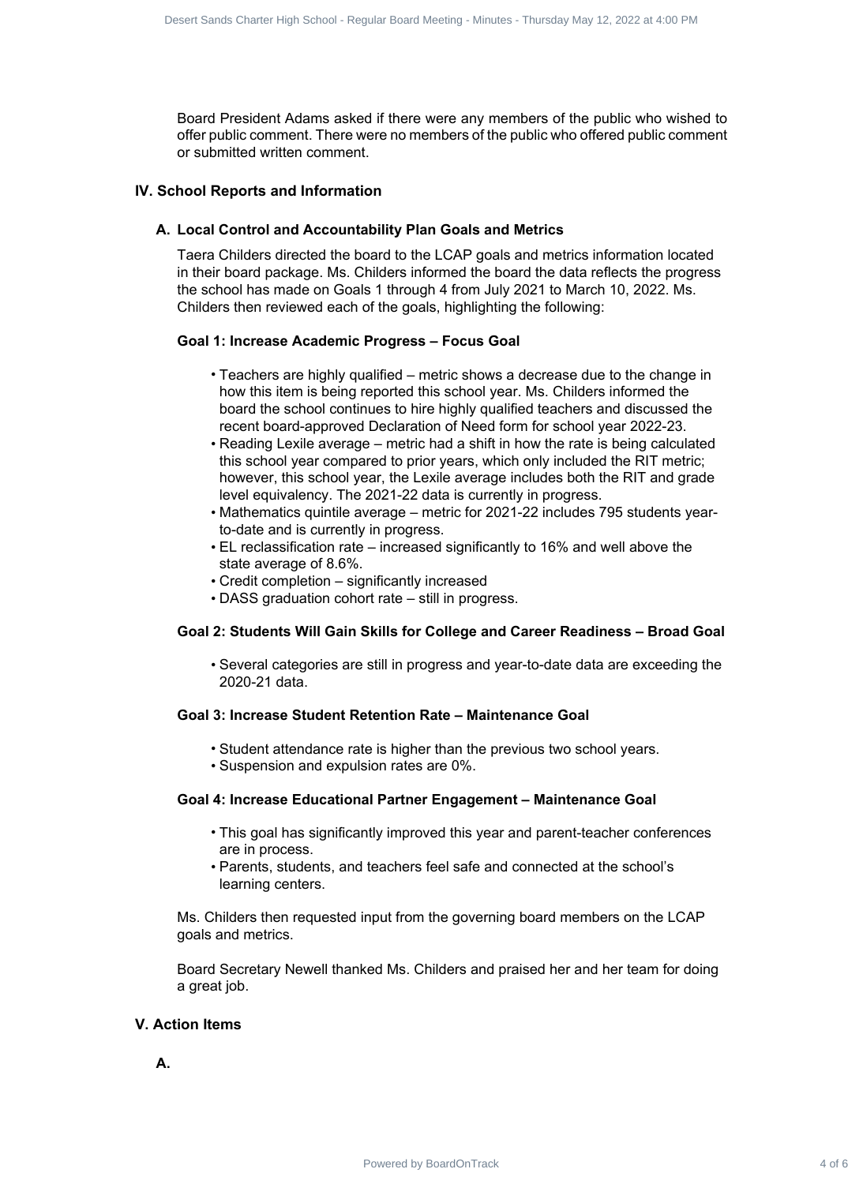Board President Adams asked if there were any members of the public who wished to offer public comment. There were no members of the public who offered public comment or submitted written comment.

## IV. School Reports and Information

### A. Local Control and Accountability Plan Goals and Metrics

Taera Childers directed the board to the LCAP goals and metrics information located in their board package. Ms. Childers informed the board the data reflects the progress the school has made on Goals 1 through 4 from July 2021 to March 10, 2022. Ms. Childers then reviewed each of the goals, highlighting the following:

**Goal 1: Increase Academic Progress – Focus Goal**

- Teachers are highly qualified – metric shows a decrease due to the change in how this item is being reported this school year. Ms. Childers informed the board the school continues to hire highly qualified teachers and discussed the recent board-approved Declaration of Need form for school year 2022-23.
- Reading Lexile average – metric had a shift in how the rate is being calculated this school year compared to prior years, which only included the RIT metric; however, this school year, the Lexile average includes both the RIT and grade level equivalency. The 2021-22 data is currently in progress.
- Mathematics quintile average – metric for 2021-22 includes 795 students year-to-date and is currently in progress.
- EL reclassification rate – increased significantly to 16% and well above the state average of 8.6%.
- Credit completion – significantly increased
- DASS graduation cohort rate – still in progress.

**Goal 2: Students Will Gain Skills for College and Career Readiness – Broad Goal**

- Several categories are still in progress and year-to-date data are exceeding the 2020-21 data.

**Goal 3: Increase Student Retention Rate – Maintenance Goal**

- Student attendance rate is higher than the previous two school years.
- Suspension and expulsion rates are 0%.

**Goal 4: Increase Educational Partner Engagement – Maintenance Goal**

- This goal has significantly improved this year and parent-teacher conferences are in process.
- Parents, students, and teachers feel safe and connected at the school's learning centers.

Ms. Childers then requested input from the governing board members on the LCAP goals and metrics.

Board Secretary Newell thanked Ms. Childers and praised her and her team for doing a great job.

## V. Action Items

### A.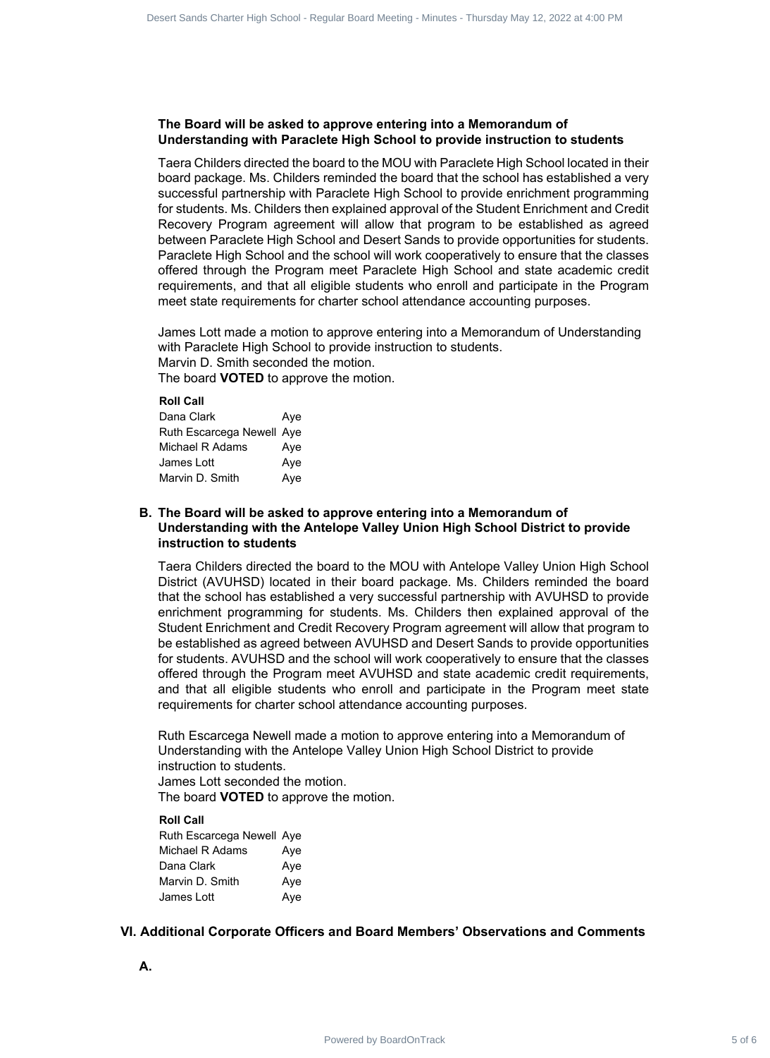**The Board will be asked to approve entering into a Memorandum of Understanding with Paraclete High School to provide instruction to students**

Taera Childers directed the board to the MOU with Paraclete High School located in their board package. Ms. Childers reminded the board that the school has established a very successful partnership with Paraclete High School to provide enrichment programming for students. Ms. Childers then explained approval of the Student Enrichment and Credit Recovery Program agreement will allow that program to be established as agreed between Paraclete High School and Desert Sands to provide opportunities for students. Paraclete High School and the school will work cooperatively to ensure that the classes offered through the Program meet Paraclete High School and state academic credit requirements, and that all eligible students who enroll and participate in the Program meet state requirements for charter school attendance accounting purposes.

James Lott made a motion to approve entering into a Memorandum of Understanding with Paraclete High School to provide instruction to students.
Marvin D. Smith seconded the motion.
The board **VOTED** to approve the motion.

**Roll Call**

| | |
|---|---|
| Dana Clark | Aye |
| Ruth Escarcega Newell | Aye |
| Michael R Adams | Aye |
| James Lott | Aye |
| Marvin D. Smith | Aye |

**B. The Board will be asked to approve entering into a Memorandum of Understanding with the Antelope Valley Union High School District to provide instruction to students**

Taera Childers directed the board to the MOU with Antelope Valley Union High School District (AVUHSD) located in their board package. Ms. Childers reminded the board that the school has established a very successful partnership with AVUHSD to provide enrichment programming for students. Ms. Childers then explained approval of the Student Enrichment and Credit Recovery Program agreement will allow that program to be established as agreed between AVUHSD and Desert Sands to provide opportunities for students. AVUHSD and the school will work cooperatively to ensure that the classes offered through the Program meet AVUHSD and state academic credit requirements, and that all eligible students who enroll and participate in the Program meet state requirements for charter school attendance accounting purposes.

Ruth Escarcega Newell made a motion to approve entering into a Memorandum of Understanding with the Antelope Valley Union High School District to provide instruction to students.
James Lott seconded the motion.
The board **VOTED** to approve the motion.

**Roll Call**

| | |
|---|---|
| Ruth Escarcega Newell | Aye |
| Michael R Adams | Aye |
| Dana Clark | Aye |
| Marvin D. Smith | Aye |
| James Lott | Aye |

## VI. Additional Corporate Officers and Board Members' Observations and Comments

**A.**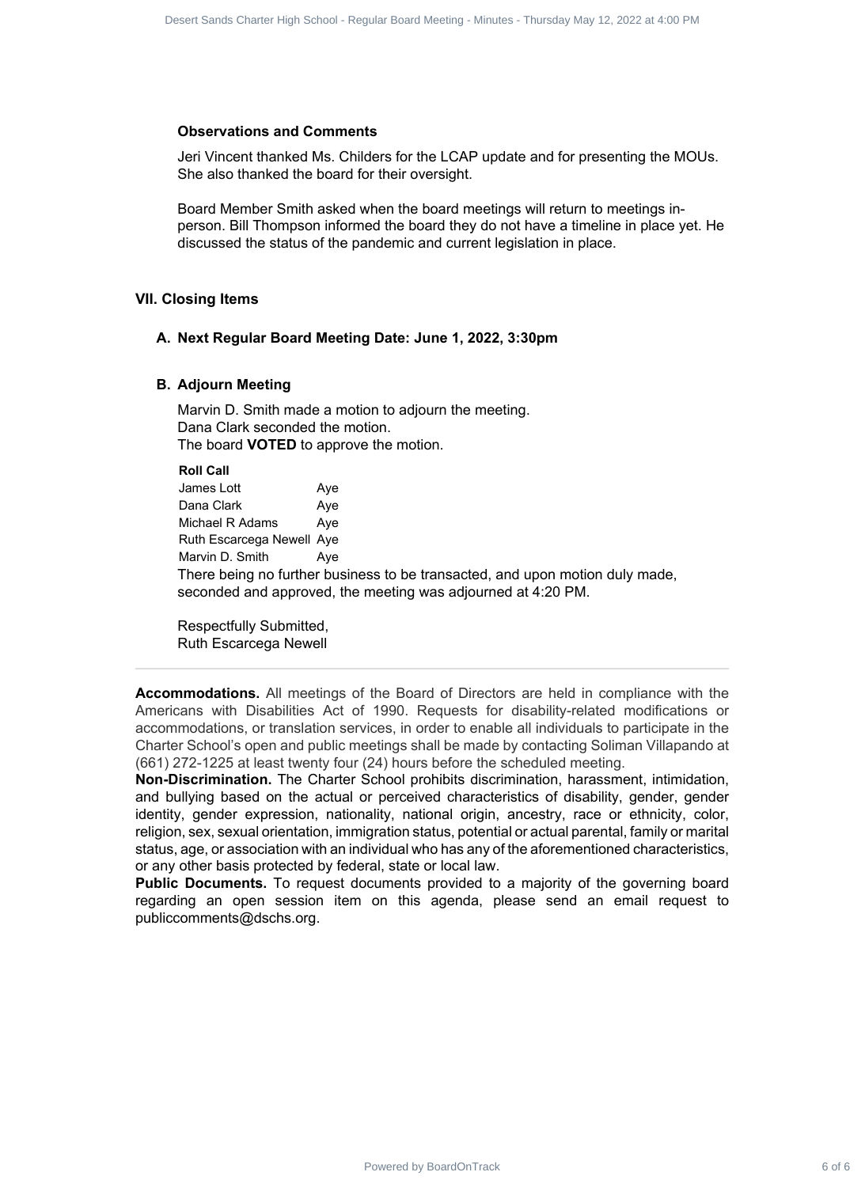### Observations and Comments

Jeri Vincent thanked Ms. Childers for the LCAP update and for presenting the MOUs. She also thanked the board for their oversight.

Board Member Smith asked when the board meetings will return to meetings in-person. Bill Thompson informed the board they do not have a timeline in place yet. He discussed the status of the pandemic and current legislation in place.

## VII. Closing Items

### A. Next Regular Board Meeting Date: June 1, 2022, 3:30pm

### B. Adjourn Meeting

Marvin D. Smith made a motion to adjourn the meeting.
Dana Clark seconded the motion.
The board **VOTED** to approve the motion.

**Roll Call**

| | |
|---|---|
| James Lott | Aye |
| Dana Clark | Aye |
| Michael R Adams | Aye |
| Ruth Escarcega Newell | Aye |
| Marvin D. Smith | Aye |

There being no further business to be transacted, and upon motion duly made, seconded and approved, the meeting was adjourned at 4:20 PM.

Respectfully Submitted,
Ruth Escarcega Newell

---

**Accommodations.** All meetings of the Board of Directors are held in compliance with the Americans with Disabilities Act of 1990. Requests for disability-related modifications or accommodations, or translation services, in order to enable all individuals to participate in the Charter School's open and public meetings shall be made by contacting Soliman Villapando at (661) 272-1225 at least twenty four (24) hours before the scheduled meeting.
**Non-Discrimination.** The Charter School prohibits discrimination, harassment, intimidation, and bullying based on the actual or perceived characteristics of disability, gender, gender identity, gender expression, nationality, national origin, ancestry, race or ethnicity, color, religion, sex, sexual orientation, immigration status, potential or actual parental, family or marital status, age, or association with an individual who has any of the aforementioned characteristics, or any other basis protected by federal, state or local law.
**Public Documents.** To request documents provided to a majority of the governing board regarding an open session item on this agenda, please send an email request to publiccomments@dschs.org.